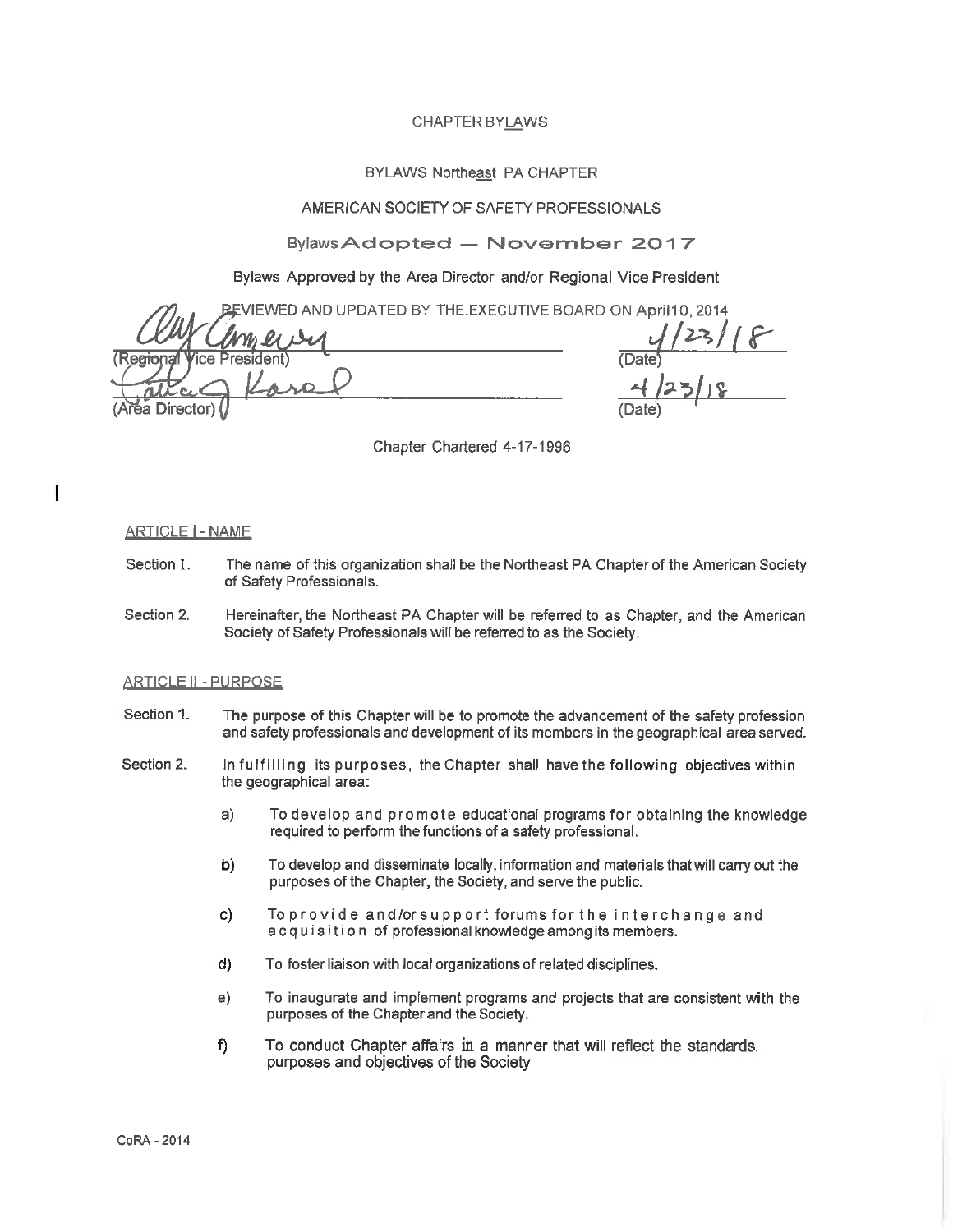CHAPTER BYLAWS

BYLAWS Northeast PA CHAPTER

AMERICAN SOCIETY OF SAFETY PROFESSIONALS

Bylaws Adopted — November 2017

Bylaws Approved by the Area Director and/or Regional Vice President

REVIEWED AND UPDATED BY THE EXECUTIVE BOARD ON April10, 2014

(Regional Vice President) 4/23/18 (Date)

(Area Director) 4/23/18 (Date)

Chapter Chartered 4-17-1996

## ARTICLE I - NAME

Section 1. The name of this organization shall be the Northeast PA Chapter of the American Society of Safety Professionals.

Section 2. Hereinafter, the Northeast PA Chapter will be referred to as Chapter, and the American Society of Safety Professionals will be referred to as the Society.

## ARTICLE II - PURPOSE

Section 1. The purpose of this Chapter will be to promote the advancement of the safety profession and safety professionals and development of its members in the geographical area served.

Section 2. In fulfilling its purposes, the Chapter shall have the following objectives within the geographical area:

a) To develop and promote educational programs for obtaining the knowledge required to perform the functions of a safety professional.

b) To develop and disseminate locally, information and materials that will carry out the purposes of the Chapter, the Society, and serve the public.

c) To provide and/or support forums for the interchange and acquisition of professional knowledge among its members.

d) To foster liaison with local organizations of related disciplines.

e) To inaugurate and implement programs and projects that are consistent with the purposes of the Chapter and the Society.

f) To conduct Chapter affairs in a manner that will reflect the standards, purposes and objectives of the Society

CoRA - 2014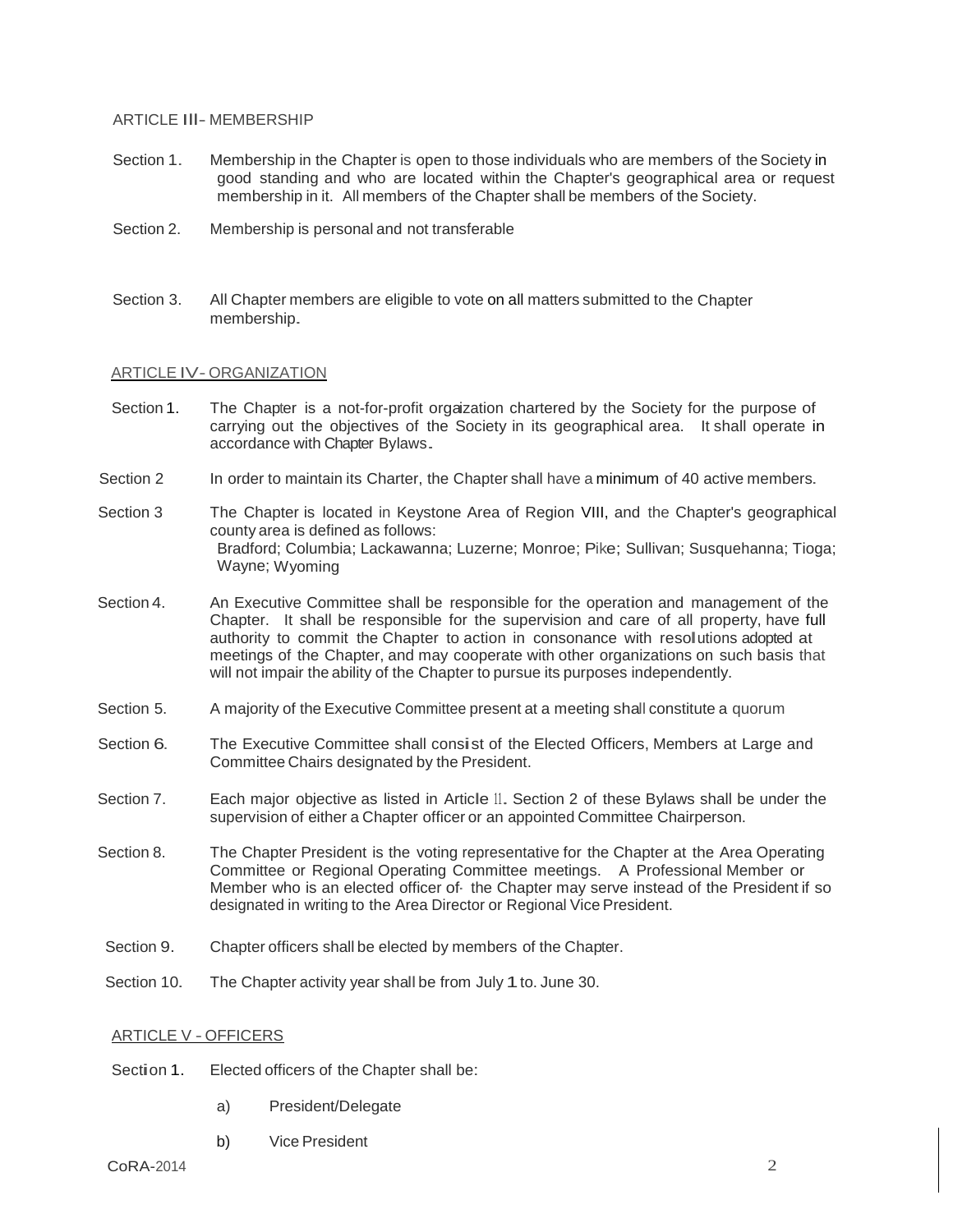ARTICLE III- MEMBERSHIP

Section 1. Membership in the Chapter is open to those individuals who are members of the Society in good standing and who are located within the Chapter's geographical area or request membership in it. All members of the Chapter shall be members of the Society.

Section 2. Membership is personal and not transferable

Section 3. All Chapter members are eligible to vote on all matters submitted to the Chapter membership.

ARTICLE IV- ORGANIZATION

Section 1. The Chapter is a not-for-profit orgaization chartered by the Society for the purpose of carrying out the objectives of the Society in its geographical area. It shall operate in accordance with Chapter Bylaws.

Section 2 In order to maintain its Charter, the Chapter shall have a minimum of 40 active members.

Section 3 The Chapter is located in Keystone Area of Region VIII, and the Chapter's geographical county area is defined as follows:
Bradford; Columbia; Lackawanna; Luzerne; Monroe; Pike; Sullivan; Susquehanna; Tioga; Wayne; Wyoming

Section 4. An Executive Committee shall be responsible for the operation and management of the Chapter. It shall be responsible for the supervision and care of all property, have full authority to commit the Chapter to action in consonance with resolutions adopted at meetings of the Chapter, and may cooperate with other organizations on such basis that will not impair the ability of the Chapter to pursue its purposes independently.

Section 5. A majority of the Executive Committee present at a meeting shall constitute a quorum

Section 6. The Executive Committee shall consist of the Elected Officers, Members at Large and Committee Chairs designated by the President.

Section 7. Each major objective as listed in Article II. Section 2 of these Bylaws shall be under the supervision of either a Chapter officer or an appointed Committee Chairperson.

Section 8. The Chapter President is the voting representative for the Chapter at the Area Operating Committee or Regional Operating Committee meetings. A Professional Member or Member who is an elected officer of the Chapter may serve instead of the President if so designated in writing to the Area Director or Regional Vice President.

Section 9. Chapter officers shall be elected by members of the Chapter.

Section 10. The Chapter activity year shall be from July 1 to. June 30.

ARTICLE V - OFFICERS

Section 1. Elected officers of the Chapter shall be:

a) President/Delegate

b) Vice President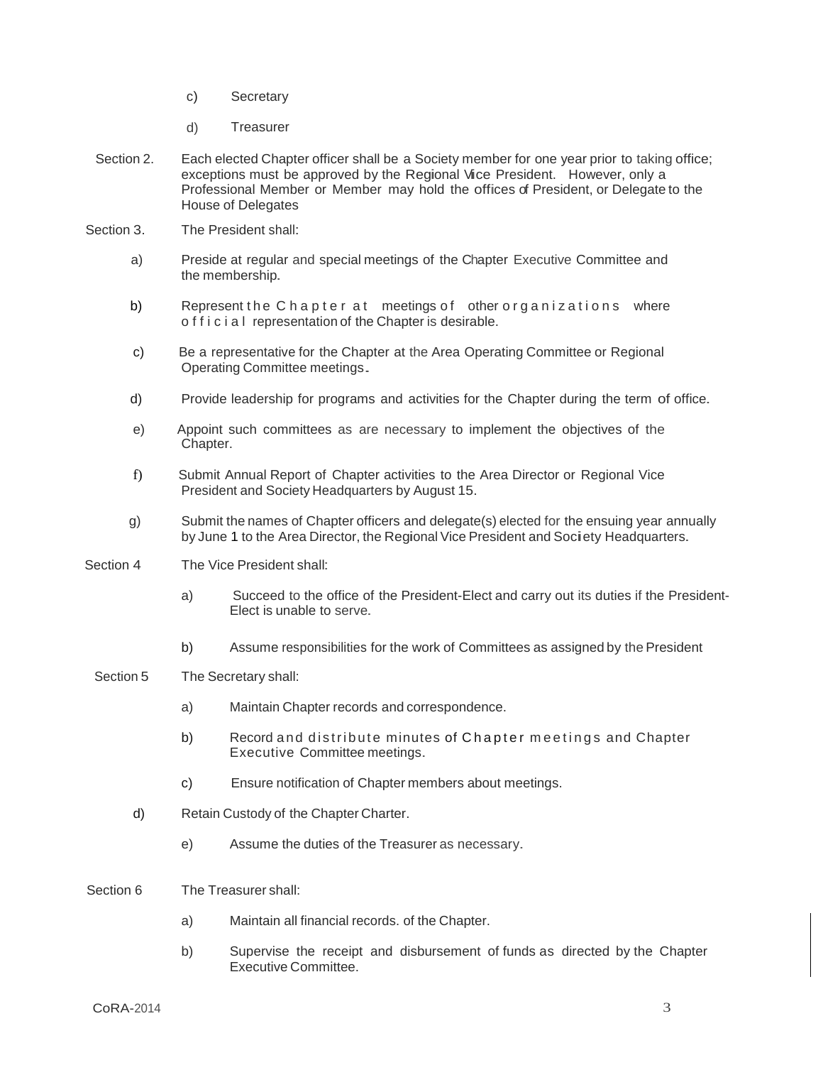c) Secretary

d) Treasurer

Section 2. Each elected Chapter officer shall be a Society member for one year prior to taking office; exceptions must be approved by the Regional Vice President. However, only a Professional Member or Member may hold the offices of President, or Delegate to the House of Delegates

Section 3. The President shall:

a) Preside at regular and special meetings of the Chapter Executive Committee and the membership.

b) Represent the Chapter at meetings of other organizations where official representation of the Chapter is desirable.

c) Be a representative for the Chapter at the Area Operating Committee or Regional Operating Committee meetings.

d) Provide leadership for programs and activities for the Chapter during the term of office.

e) Appoint such committees as are necessary to implement the objectives of the Chapter.

f) Submit Annual Report of Chapter activities to the Area Director or Regional Vice President and Society Headquarters by August 15.

g) Submit the names of Chapter officers and delegate(s) elected for the ensuing year annually by June 1 to the Area Director, the Regional Vice President and Society Headquarters.

Section 4 The Vice President shall:

a) Succeed to the office of the President-Elect and carry out its duties if the President-Elect is unable to serve.

b) Assume responsibilities for the work of Committees as assigned by the President

Section 5 The Secretary shall:

a) Maintain Chapter records and correspondence.

b) Record and distribute minutes of Chapter meetings and Chapter Executive Committee meetings.

c) Ensure notification of Chapter members about meetings.

d) Retain Custody of the Chapter Charter.

e) Assume the duties of the Treasurer as necessary.

Section 6 The Treasurer shall:

a) Maintain all financial records. of the Chapter.

b) Supervise the receipt and disbursement of funds as directed by the Chapter Executive Committee.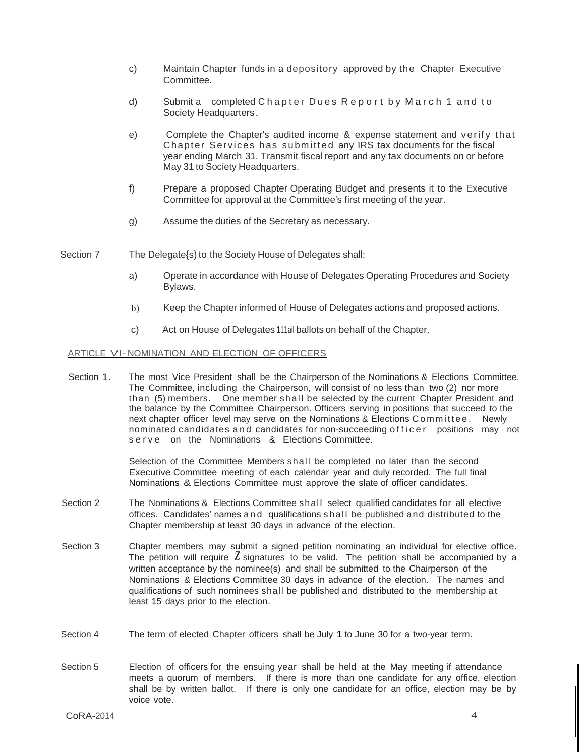c) Maintain Chapter funds in a depository approved by the Chapter Executive Committee.

d) Submit a completed Chapter Dues Report by March 1 and to Society Headquarters.

e) Complete the Chapter's audited income & expense statement and verify that Chapter Services has submitted any IRS tax documents for the fiscal year ending March 31. Transmit fiscal report and any tax documents on or before May 31 to Society Headquarters.

f) Prepare a proposed Chapter Operating Budget and presents it to the Executive Committee for approval at the Committee's first meeting of the year.

g) Assume the duties of the Secretary as necessary.

Section 7 The Delegate{s) to the Society House of Delegates shall:

a) Operate in accordance with House of Delegates Operating Procedures and Society Bylaws.

b) Keep the Chapter informed of House of Delegates actions and proposed actions.

c) Act on House of Delegates 111ail ballots on behalf of the Chapter.

## ARTICLE VI- NOMINATION AND ELECTION OF OFFICERS

Section 1. The most Vice President shall be the Chairperson of the Nominations & Elections Committee. The Committee, including the Chairperson, will consist of no less than two (2) nor more than (5) members. One member shall be selected by the current Chapter President and the balance by the Committee Chairperson. Officers serving in positions that succeed to the next chapter officer level may serve on the Nominations & Elections Committee. Newly nominated candidates and candidates for non-succeeding officer positions may not serve on the Nominations & Elections Committee.

Selection of the Committee Members shall be completed no later than the second Executive Committee meeting of each calendar year and duly recorded. The full final Nominations & Elections Committee must approve the slate of officer candidates.

Section 2 The Nominations & Elections Committee shall select qualified candidates for all elective offices. Candidates' names and qualifications shall be published and distributed to the Chapter membership at least 30 days in advance of the election.

Section 3 Chapter members may submit a signed petition nominating an individual for elective office. The petition will require Z signatures to be valid. The petition shall be accompanied by a written acceptance by the nominee(s) and shall be submitted to the Chairperson of the Nominations & Elections Committee 30 days in advance of the election. The names and qualifications of such nominees shall be published and distributed to the membership at least 15 days prior to the election.

Section 4 The term of elected Chapter officers shall be July 1 to June 30 for a two-year term.

Section 5 Election of officers for the ensuing year shall be held at the May meeting if attendance meets a quorum of members. If there is more than one candidate for any office, election shall be by written ballot. If there is only one candidate for an office, election may be by voice vote.

CoRA-2014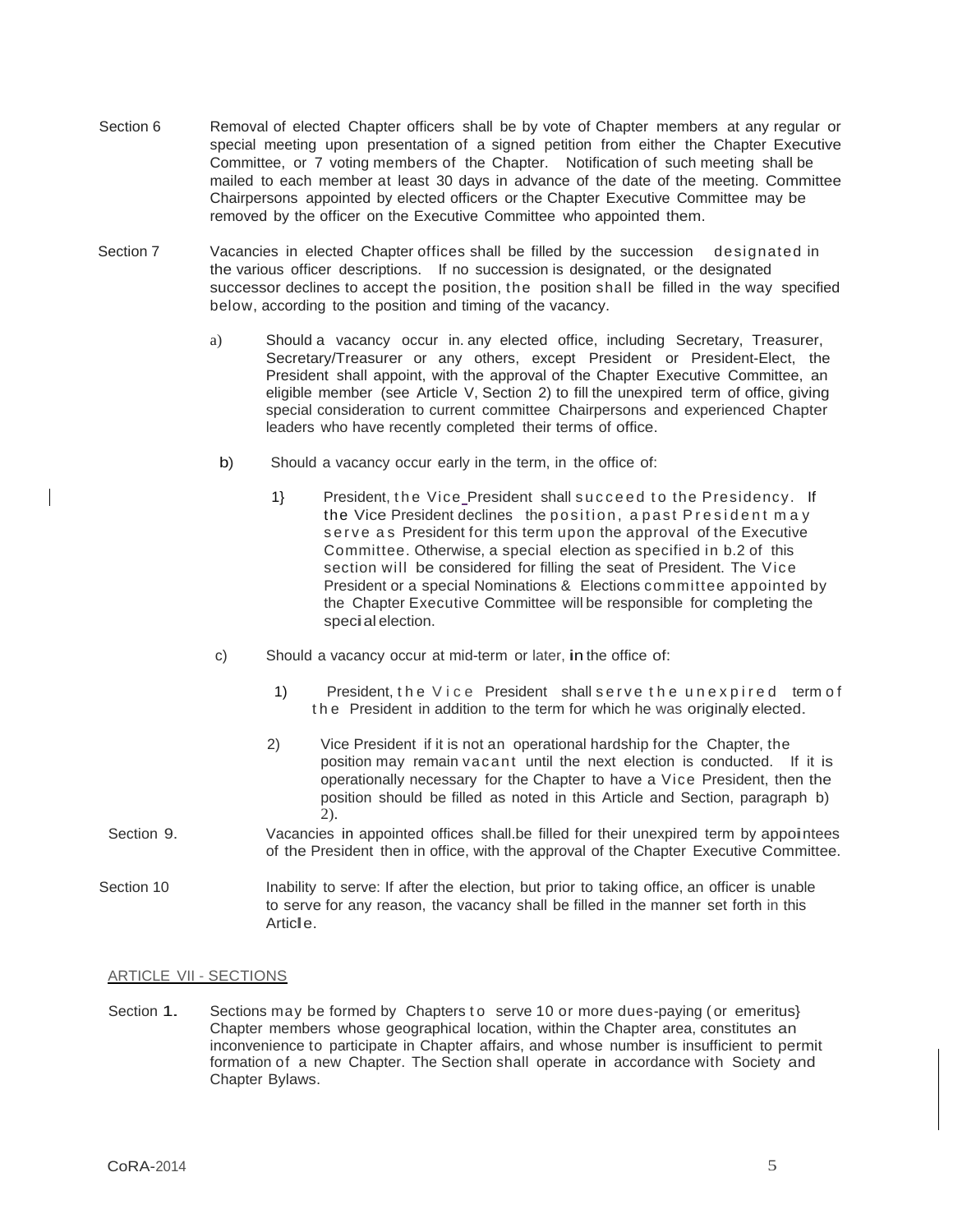Section 6 Removal of elected Chapter officers shall be by vote of Chapter members at any regular or special meeting upon presentation of a signed petition from either the Chapter Executive Committee, or 7 voting members of the Chapter. Notification of such meeting shall be mailed to each member at least 30 days in advance of the date of the meeting. Committee Chairpersons appointed by elected officers or the Chapter Executive Committee may be removed by the officer on the Executive Committee who appointed them.

Section 7 Vacancies in elected Chapter offices shall be filled by the succession designated in the various officer descriptions. If no succession is designated, or the designated successor declines to accept the position, the position shall be filled in the way specified below, according to the position and timing of the vacancy.

a) Should a vacancy occur in. any elected office, including Secretary, Treasurer, Secretary/Treasurer or any others, except President or President-Elect, the President shall appoint, with the approval of the Chapter Executive Committee, an eligible member (see Article V, Section 2) to fill the unexpired term of office, giving special consideration to current committee Chairpersons and experienced Chapter leaders who have recently completed their terms of office.

b) Should a vacancy occur early in the term, in the office of:

1} President, the Vice President shall succeed to the Presidency. If the Vice President declines the position, a past President may serve as President for this term upon the approval of the Executive Committee. Otherwise, a special election as specified in b.2 of this section will be considered for filling the seat of President. The Vice President or a special Nominations & Elections committee appointed by the Chapter Executive Committee will be responsible for completing the special election.

c) Should a vacancy occur at mid-term or later, in the office of:

1) President, the Vice President shall serve the unexpired term of the President in addition to the term for which he was originally elected.

2) Vice President if it is not an operational hardship for the Chapter, the position may remain vacant until the next election is conducted. If it is operationally necessary for the Chapter to have a Vice President, then the position should be filled as noted in this Article and Section, paragraph b) 2).

Section 9. Vacancies in appointed offices shall.be filled for their unexpired term by appointees of the President then in office, with the approval of the Chapter Executive Committee.

Section 10 Inability to serve: If after the election, but prior to taking office, an officer is unable to serve for any reason, the vacancy shall be filled in the manner set forth in this Article.

## ARTICLE VII - SECTIONS

Section 1. Sections may be formed by Chapters to serve 10 or more dues-paying (or emeritus} Chapter members whose geographical location, within the Chapter area, constitutes an inconvenience to participate in Chapter affairs, and whose number is insufficient to permit formation of a new Chapter. The Section shall operate in accordance with Society and Chapter Bylaws.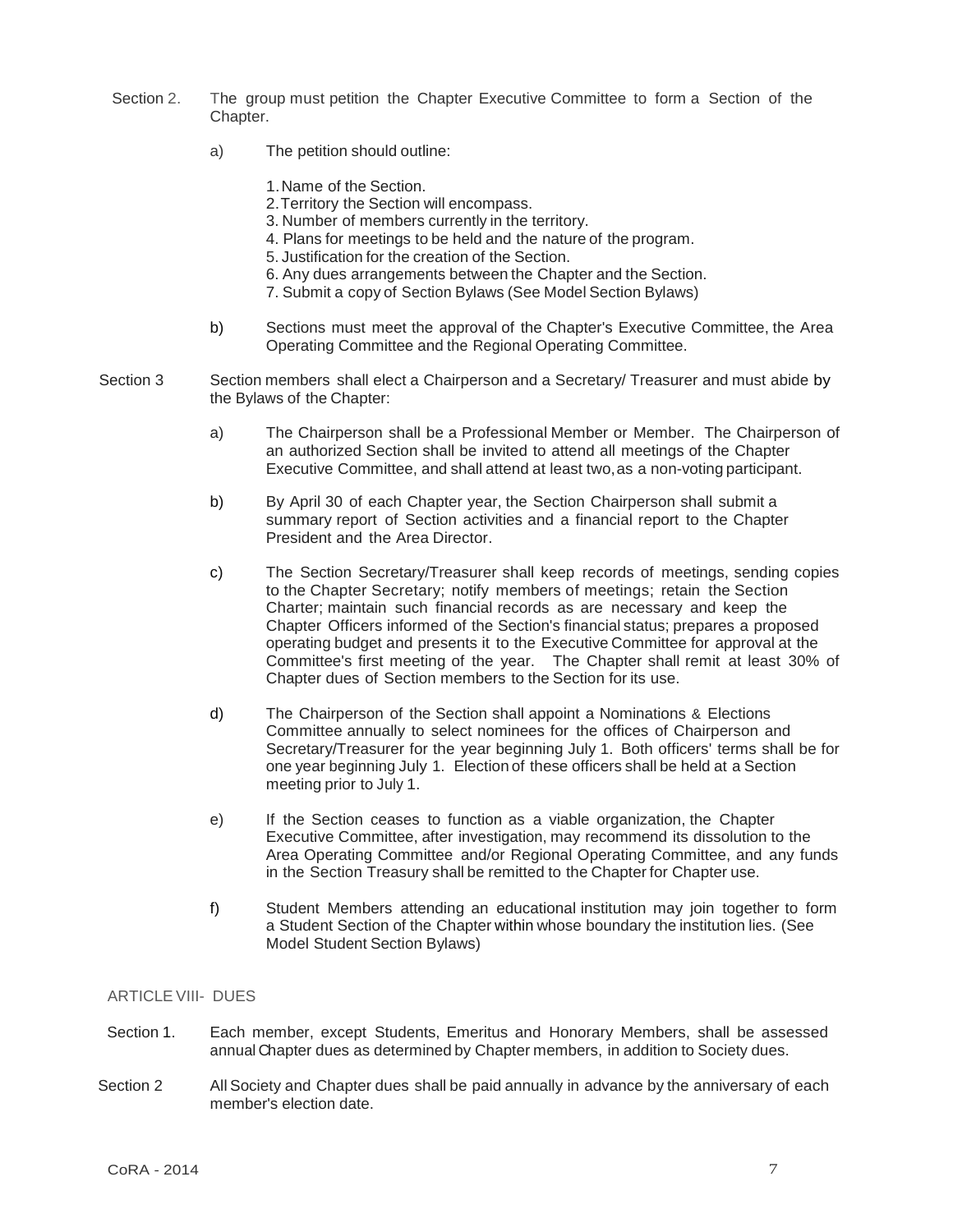Section 2. The group must petition the Chapter Executive Committee to form a Section of the Chapter.

a) The petition should outline:

1. Name of the Section.
2. Territory the Section will encompass.
3. Number of members currently in the territory.
4. Plans for meetings to be held and the nature of the program.
5. Justification for the creation of the Section.
6. Any dues arrangements between the Chapter and the Section.
7. Submit a copy of Section Bylaws (See Model Section Bylaws)

b) Sections must meet the approval of the Chapter's Executive Committee, the Area Operating Committee and the Regional Operating Committee.

Section 3 Section members shall elect a Chairperson and a Secretary/ Treasurer and must abide by the Bylaws of the Chapter:

a) The Chairperson shall be a Professional Member or Member. The Chairperson of an authorized Section shall be invited to attend all meetings of the Chapter Executive Committee, and shall attend at least two, as a non-voting participant.

b) By April 30 of each Chapter year, the Section Chairperson shall submit a summary report of Section activities and a financial report to the Chapter President and the Area Director.

c) The Section Secretary/Treasurer shall keep records of meetings, sending copies to the Chapter Secretary; notify members of meetings; retain the Section Charter; maintain such financial records as are necessary and keep the Chapter Officers informed of the Section's financial status; prepares a proposed operating budget and presents it to the Executive Committee for approval at the Committee's first meeting of the year. The Chapter shall remit at least 30% of Chapter dues of Section members to the Section for its use.

d) The Chairperson of the Section shall appoint a Nominations & Elections Committee annually to select nominees for the offices of Chairperson and Secretary/Treasurer for the year beginning July 1. Both officers' terms shall be for one year beginning July 1. Election of these officers shall be held at a Section meeting prior to July 1.

e) If the Section ceases to function as a viable organization, the Chapter Executive Committee, after investigation, may recommend its dissolution to the Area Operating Committee and/or Regional Operating Committee, and any funds in the Section Treasury shall be remitted to the Chapter for Chapter use.

f) Student Members attending an educational institution may join together to form a Student Section of the Chapter within whose boundary the institution lies. (See Model Student Section Bylaws)

## ARTICLE VIII- DUES

Section 1. Each member, except Students, Emeritus and Honorary Members, shall be assessed annual Chapter dues as determined by Chapter members, in addition to Society dues.

Section 2 All Society and Chapter dues shall be paid annually in advance by the anniversary of each member's election date.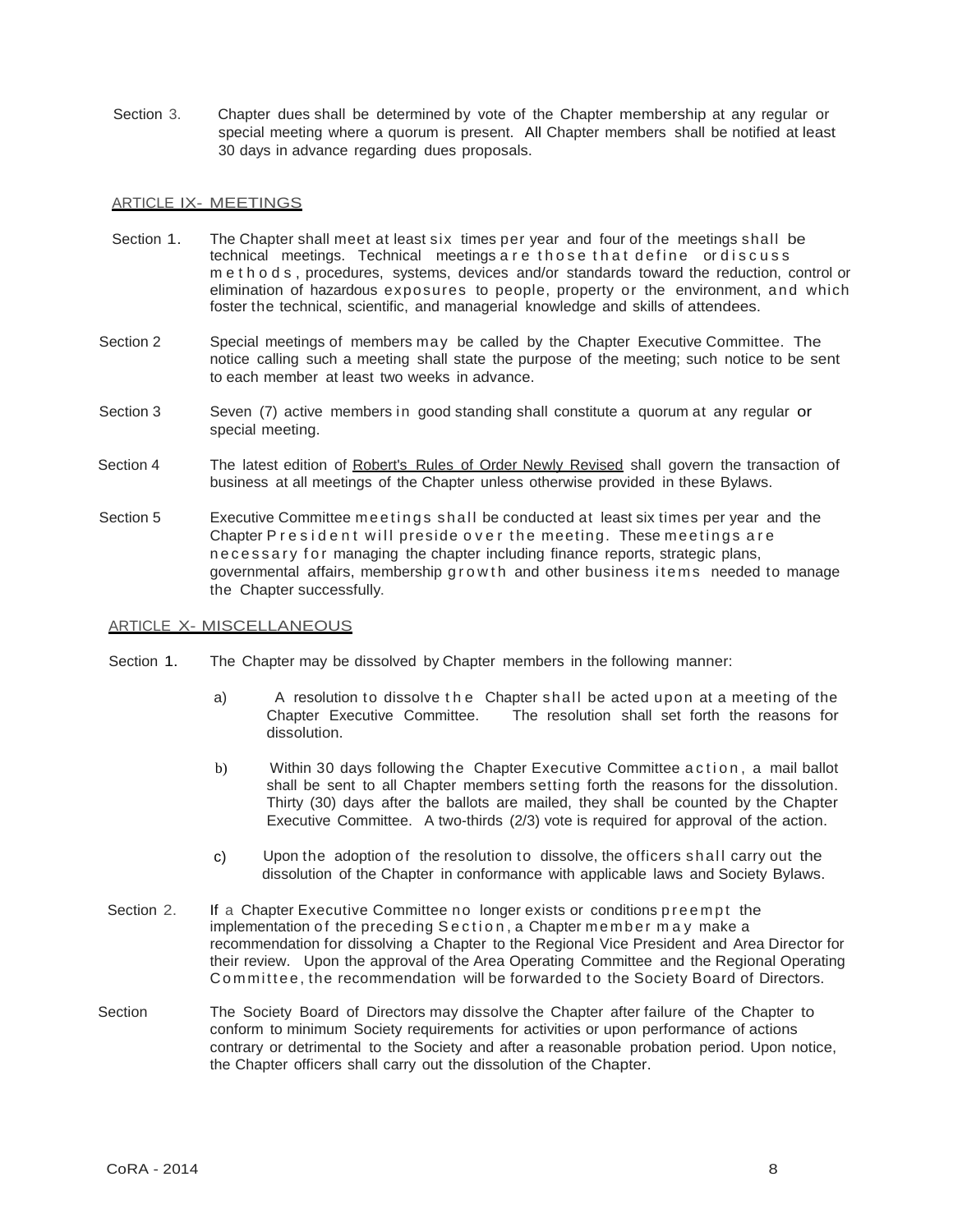Section 3. Chapter dues shall be determined by vote of the Chapter membership at any regular or special meeting where a quorum is present. All Chapter members shall be notified at least 30 days in advance regarding dues proposals.

## ARTICLE IX- MEETINGS

Section 1. The Chapter shall meet at least six times per year and four of the meetings shall be technical meetings. Technical meetings are those that define or discuss methods, procedures, systems, devices and/or standards toward the reduction, control or elimination of hazardous exposures to people, property or the environment, and which foster the technical, scientific, and managerial knowledge and skills of attendees.

Section 2 Special meetings of members may be called by the Chapter Executive Committee. The notice calling such a meeting shall state the purpose of the meeting; such notice to be sent to each member at least two weeks in advance.

Section 3 Seven (7) active members in good standing shall constitute a quorum at any regular or special meeting.

Section 4 The latest edition of Robert's Rules of Order Newly Revised shall govern the transaction of business at all meetings of the Chapter unless otherwise provided in these Bylaws.

Section 5 Executive Committee meetings shall be conducted at least six times per year and the Chapter President will preside over the meeting. These meetings are necessary for managing the chapter including finance reports, strategic plans, governmental affairs, membership growth and other business items needed to manage the Chapter successfully.

## ARTICLE X- MISCELLANEOUS

Section 1. The Chapter may be dissolved by Chapter members in the following manner:

a) A resolution to dissolve the Chapter shall be acted upon at a meeting of the Chapter Executive Committee. The resolution shall set forth the reasons for dissolution.

b) Within 30 days following the Chapter Executive Committee action, a mail ballot shall be sent to all Chapter members setting forth the reasons for the dissolution. Thirty (30) days after the ballots are mailed, they shall be counted by the Chapter Executive Committee. A two-thirds (2/3) vote is required for approval of the action.

c) Upon the adoption of the resolution to dissolve, the officers shall carry out the dissolution of the Chapter in conformance with applicable laws and Society Bylaws.

Section 2. If a Chapter Executive Committee no longer exists or conditions preempt the implementation of the preceding Section, a Chapter member may make a recommendation for dissolving a Chapter to the Regional Vice President and Area Director for their review. Upon the approval of the Area Operating Committee and the Regional Operating Committee, the recommendation will be forwarded to the Society Board of Directors.

Section The Society Board of Directors may dissolve the Chapter after failure of the Chapter to conform to minimum Society requirements for activities or upon performance of actions contrary or detrimental to the Society and after a reasonable probation period. Upon notice, the Chapter officers shall carry out the dissolution of the Chapter.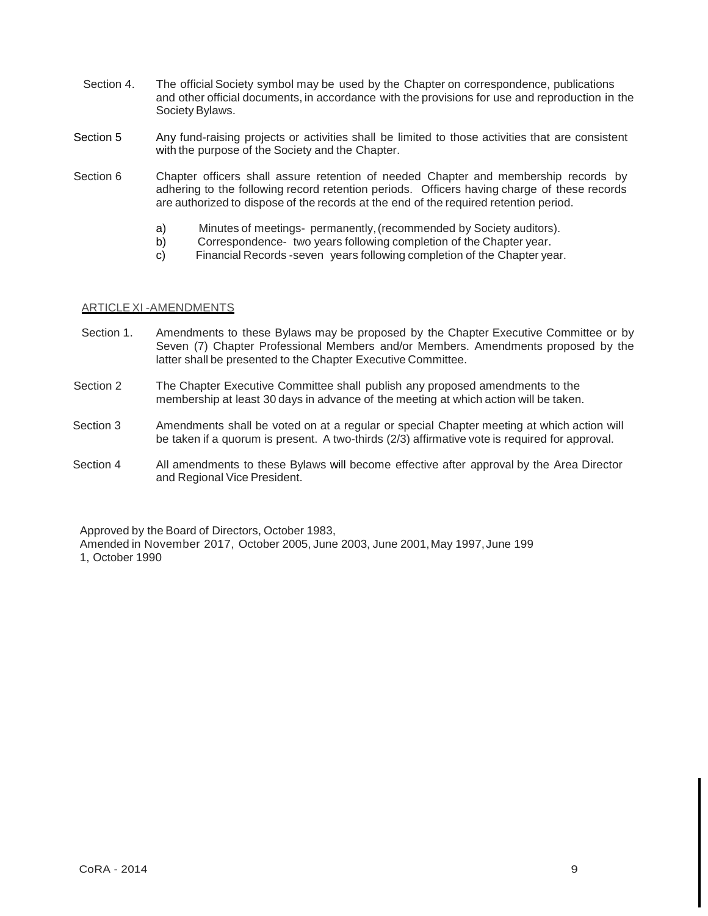Section 4. The official Society symbol may be used by the Chapter on correspondence, publications and other official documents, in accordance with the provisions for use and reproduction in the Society Bylaws.

Section 5 Any fund-raising projects or activities shall be limited to those activities that are consistent with the purpose of the Society and the Chapter.

Section 6 Chapter officers shall assure retention of needed Chapter and membership records by adhering to the following record retention periods. Officers having charge of these records are authorized to dispose of the records at the end of the required retention period.

a) Minutes of meetings- permanently, (recommended by Society auditors).
b) Correspondence- two years following completion of the Chapter year.
c) Financial Records -seven years following completion of the Chapter year.

## ARTICLE XI -AMENDMENTS

Section 1. Amendments to these Bylaws may be proposed by the Chapter Executive Committee or by Seven (7) Chapter Professional Members and/or Members. Amendments proposed by the latter shall be presented to the Chapter Executive Committee.

Section 2 The Chapter Executive Committee shall publish any proposed amendments to the membership at least 30 days in advance of the meeting at which action will be taken.

Section 3 Amendments shall be voted on at a regular or special Chapter meeting at which action will be taken if a quorum is present. A two-thirds (2/3) affirmative vote is required for approval.

Section 4 All amendments to these Bylaws will become effective after approval by the Area Director and Regional Vice President.

Approved by the Board of Directors, October 1983,
Amended in November 2017, October 2005, June 2003, June 2001, May 1997, June 199
1, October 1990